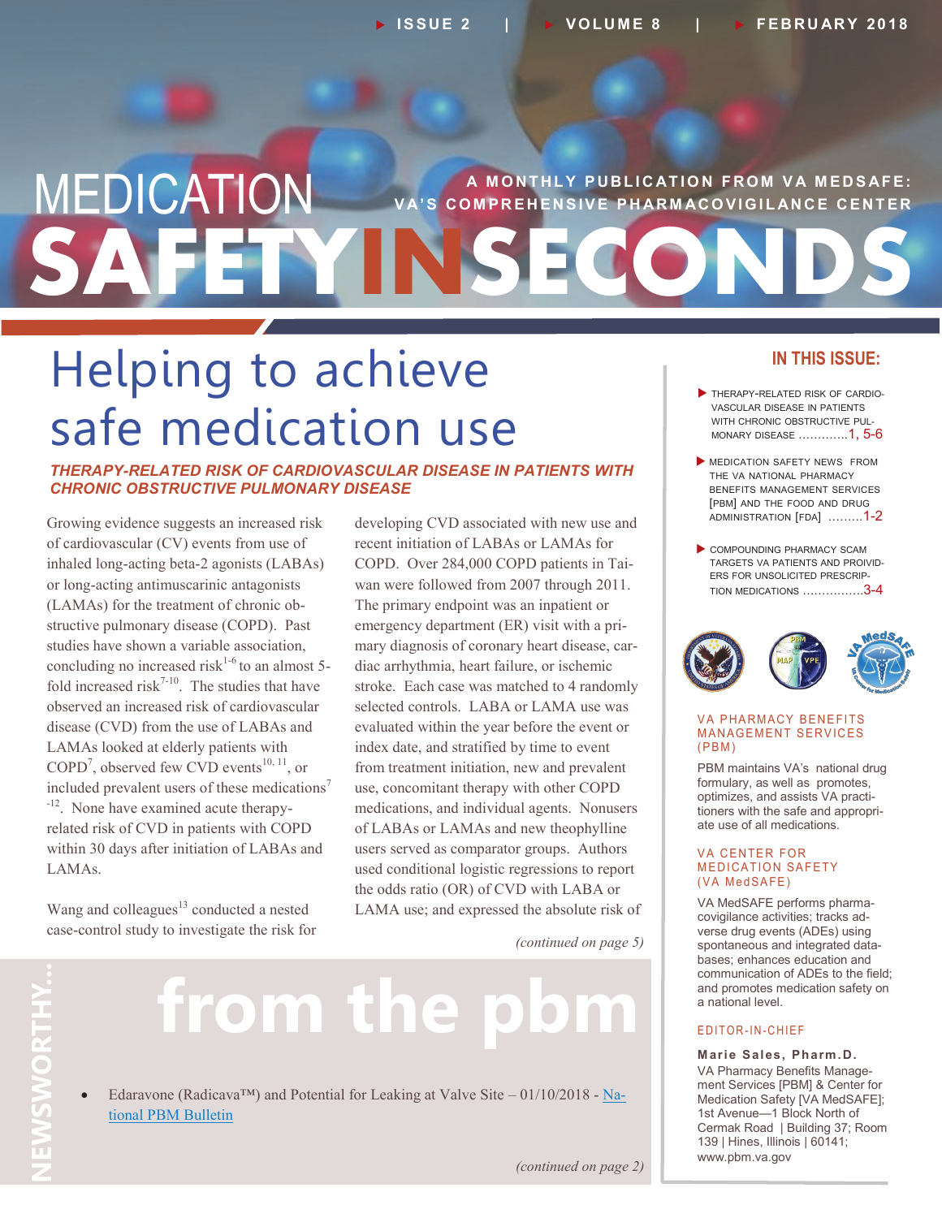# MEDICATION SAFETY IN SECONDS

A MONTHLY PUBLICATION FROM VA MEDSAFE: VA'S COMPREHENSIVE PHARMACOVIGILANCE CENTER

ISSUE 2 | VOLUME 8 | FEBRUARY 2018

## Helping to achieve safe medication use

### *THERAPY-RELATED RISK OF CARDIOVASCULAR DISEASE IN PATIENTS WITH CHRONIC OBSTRUCTIVE PULMONARY DISEASE*

Growing evidence suggests an increased risk of cardiovascular (CV) events from use of inhaled long-acting beta-2 agonists (LABAs) or long-acting antimuscarinic antagonists (LAMAs) for the treatment of chronic obstructive pulmonary disease (COPD). Past studies have shown a variable association, concluding no increased risk[1-6] to an almost 5-fold increased risk[7-10]. The studies that have observed an increased risk of cardiovascular disease (CVD) from the use of LABAs and LAMAs looked at elderly patients with COPD[7], observed few CVD events[10, 11], or included prevalent users of these medications[7-12]. None have examined acute therapy-related risk of CVD in patients with COPD within 30 days after initiation of LABAs and LAMAs.

Wang and colleagues[13] conducted a nested case-control study to investigate the risk for developing CVD associated with new use and recent initiation of LABAs or LAMAs for COPD. Over 284,000 COPD patients in Taiwan were followed from 2007 through 2011. The primary endpoint was an inpatient or emergency department (ER) visit with a primary diagnosis of coronary heart disease, cardiac arrhythmia, heart failure, or ischemic stroke. Each case was matched to 4 randomly selected controls. LABA or LAMA use was evaluated within the year before the event or index date, and stratified by time to event from treatment initiation, new and prevalent use, concomitant therapy with other COPD medications, and individual agents. Nonusers of LABAs or LAMAs and new theophylline users served as comparator groups. Authors used conditional logistic regressions to report the odds ratio (OR) of CVD with LABA or LAMA use; and expressed the absolute risk of

*(continued on page 5)*

## NEWSWORTHY... from the pbm

- Edaravone (Radicava™) and Potential for Leaking at Valve Site – 01/10/2018 - [National PBM Bulletin]

*(continued on page 2)*

### IN THIS ISSUE:

- THERAPY-RELATED RISK OF CARDIOVASCULAR DISEASE IN PATIENTS WITH CHRONIC OBSTRUCTIVE PULMONARY DISEASE ............1, 5-6
- MEDICATION SAFETY NEWS FROM THE VA NATIONAL PHARMACY BENEFITS MANAGEMENT SERVICES [PBM] AND THE FOOD AND DRUG ADMINISTRATION [FDA] .........1-2
- COMPOUNDING PHARMACY SCAM TARGETS VA PATIENTS AND PROIVIDERS FOR UNSOLICITED PRESCRIPTION MEDICATIONS ................3-4

#### VA PHARMACY BENEFITS MANAGEMENT SERVICES (PBM)

PBM maintains VA's national drug formulary, as well as promotes, optimizes, and assists VA practitioners with the safe and appropriate use of all medications.

#### VA CENTER FOR MEDICATION SAFETY (VA MedSAFE)

VA MedSAFE performs pharmacovigilance activities; tracks adverse drug events (ADEs) using spontaneous and integrated databases; enhances education and communication of ADEs to the field; and promotes medication safety on a national level.

#### EDITOR-IN-CHIEF

**Marie Sales, Pharm.D.**
VA Pharmacy Benefits Management Services [PBM] & Center for Medication Safety [VA MedSAFE]; 1st Avenue—1 Block North of Cermak Road | Building 37; Room 139 | Hines, Illinois | 60141; www.pbm.va.gov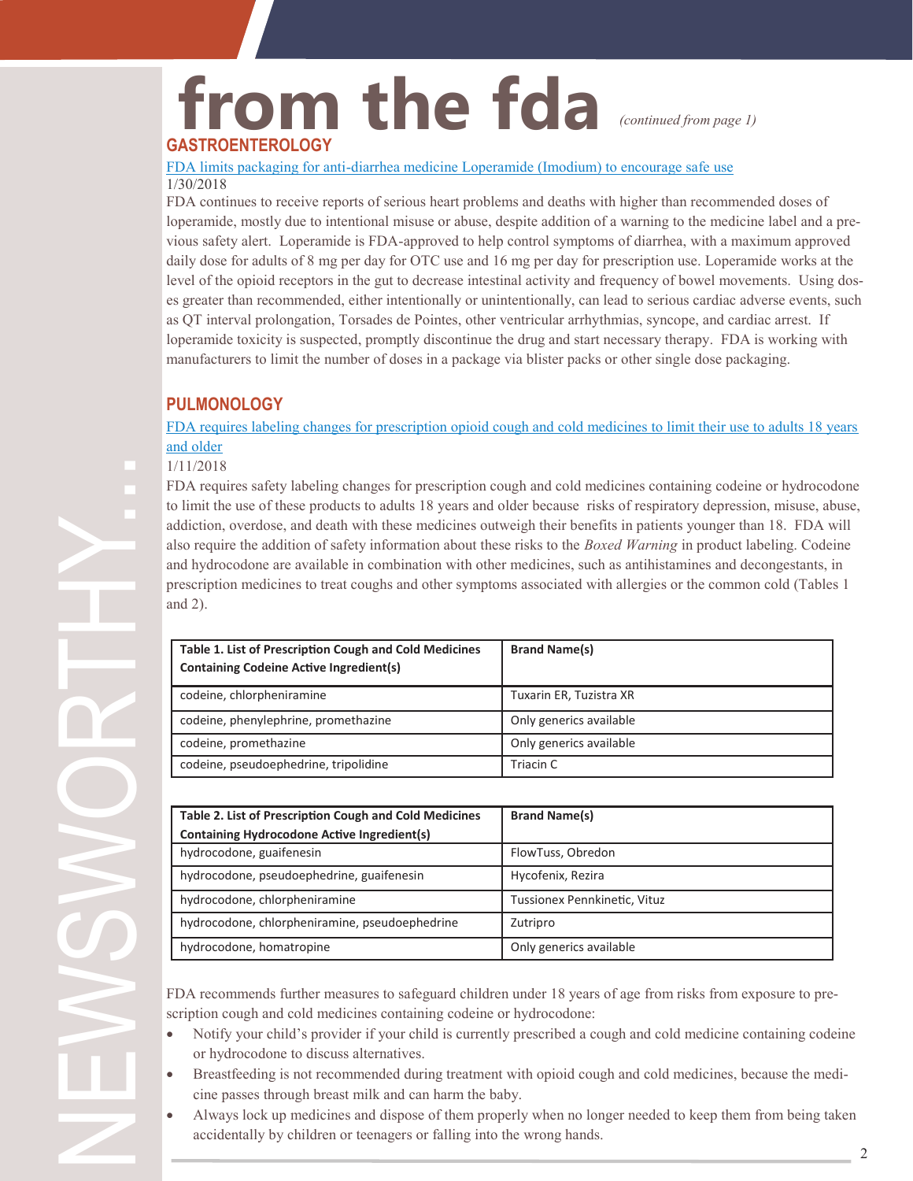# from the fda *(continued from page 1)*

## GASTROENTEROLOGY

[FDA limits packaging for anti-diarrhea medicine Loperamide (Imodium) to encourage safe use](#)

1/30/2018

FDA continues to receive reports of serious heart problems and deaths with higher than recommended doses of loperamide, mostly due to intentional misuse or abuse, despite addition of a warning to the medicine label and a previous safety alert. Loperamide is FDA-approved to help control symptoms of diarrhea, with a maximum approved daily dose for adults of 8 mg per day for OTC use and 16 mg per day for prescription use. Loperamide works at the level of the opioid receptors in the gut to decrease intestinal activity and frequency of bowel movements. Using doses greater than recommended, either intentionally or unintentionally, can lead to serious cardiac adverse events, such as QT interval prolongation, Torsades de Pointes, other ventricular arrhythmias, syncope, and cardiac arrest. If loperamide toxicity is suspected, promptly discontinue the drug and start necessary therapy. FDA is working with manufacturers to limit the number of doses in a package via blister packs or other single dose packaging.

## PULMONOLOGY

[FDA requires labeling changes for prescription opioid cough and cold medicines to limit their use to adults 18 years and older](#)

1/11/2018

FDA requires safety labeling changes for prescription cough and cold medicines containing codeine or hydrocodone to limit the use of these products to adults 18 years and older because risks of respiratory depression, misuse, abuse, addiction, overdose, and death with these medicines outweigh their benefits in patients younger than 18. FDA will also require the addition of safety information about these risks to the *Boxed Warning* in product labeling. Codeine and hydrocodone are available in combination with other medicines, such as antihistamines and decongestants, in prescription medicines to treat coughs and other symptoms associated with allergies or the common cold (Tables 1 and 2).

| Table 1. List of Prescription Cough and Cold Medicines Containing Codeine Active Ingredient(s) | Brand Name(s) |
|---|---|
| codeine, chlorpheniramine | Tuxarin ER, Tuzistra XR |
| codeine, phenylephrine, promethazine | Only generics available |
| codeine, promethazine | Only generics available |
| codeine, pseudoephedrine, tripolidine | Triacin C |

| Table 2. List of Prescription Cough and Cold Medicines Containing Hydrocodone Active Ingredient(s) | Brand Name(s) |
|---|---|
| hydrocodone, guaifenesin | FlowTuss, Obredon |
| hydrocodone, pseudoephedrine, guaifenesin | Hycofenix, Rezira |
| hydrocodone, chlorpheniramine | Tussionex Pennkinetic, Vituz |
| hydrocodone, chlorpheniramine, pseudoephedrine | Zutripro |
| hydrocodone, homatropine | Only generics available |

FDA recommends further measures to safeguard children under 18 years of age from risks from exposure to prescription cough and cold medicines containing codeine or hydrocodone:

- Notify your child's provider if your child is currently prescribed a cough and cold medicine containing codeine or hydrocodone to discuss alternatives.
- Breastfeeding is not recommended during treatment with opioid cough and cold medicines, because the medicine passes through breast milk and can harm the baby.
- Always lock up medicines and dispose of them properly when no longer needed to keep them from being taken accidentally by children or teenagers or falling into the wrong hands.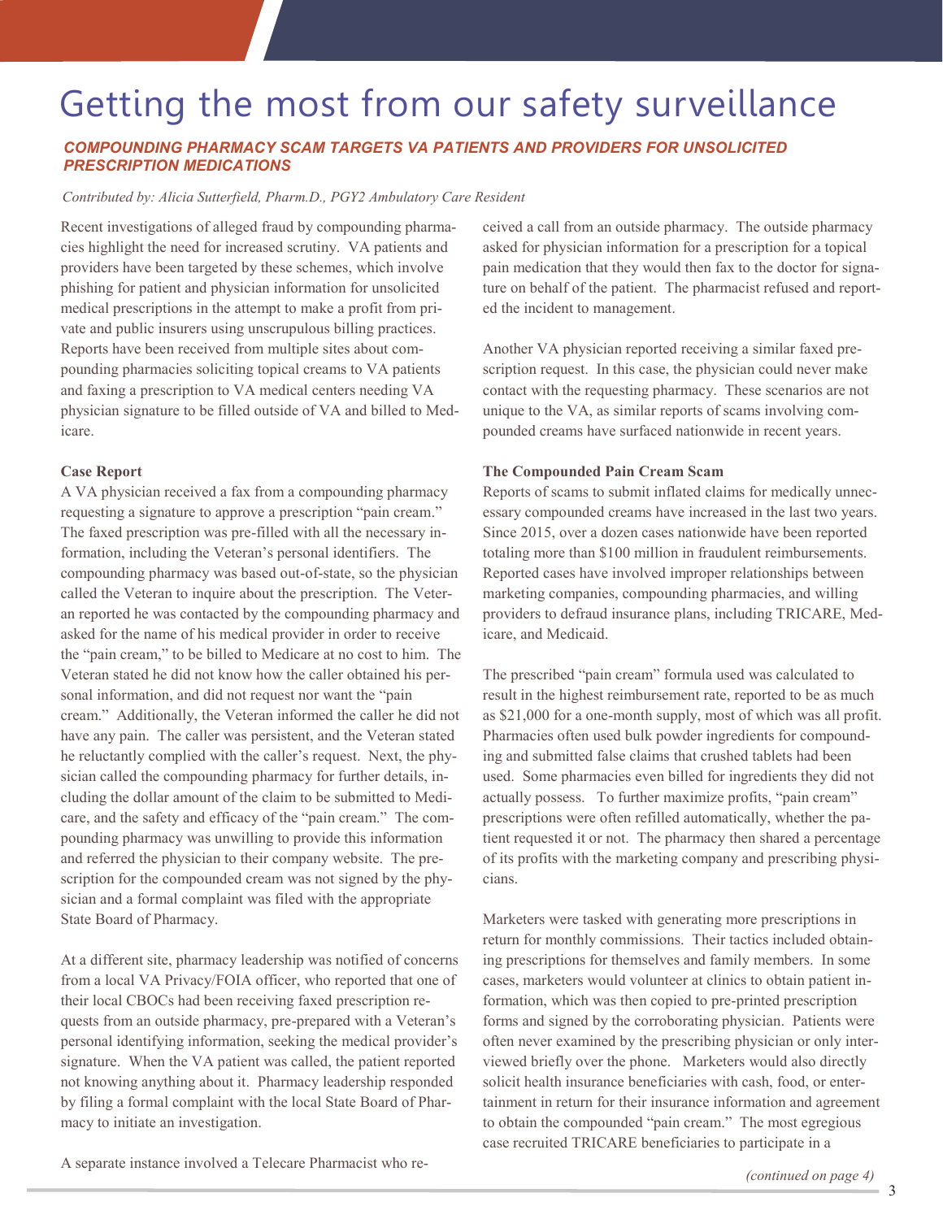# Getting the most from our safety surveillance

## *COMPOUNDING PHARMACY SCAM TARGETS VA PATIENTS AND PROVIDERS FOR UNSOLICITED PRESCRIPTION MEDICATIONS*

*Contributed by: Alicia Sutterfield, Pharm.D., PGY2 Ambulatory Care Resident*

Recent investigations of alleged fraud by compounding pharmacies highlight the need for increased scrutiny. VA patients and providers have been targeted by these schemes, which involve phishing for patient and physician information for unsolicited medical prescriptions in the attempt to make a profit from private and public insurers using unscrupulous billing practices. Reports have been received from multiple sites about compounding pharmacies soliciting topical creams to VA patients and faxing a prescription to VA medical centers needing VA physician signature to be filled outside of VA and billed to Medicare.

**Case Report**

A VA physician received a fax from a compounding pharmacy requesting a signature to approve a prescription "pain cream." The faxed prescription was pre-filled with all the necessary information, including the Veteran's personal identifiers. The compounding pharmacy was based out-of-state, so the physician called the Veteran to inquire about the prescription. The Veteran reported he was contacted by the compounding pharmacy and asked for the name of his medical provider in order to receive the "pain cream," to be billed to Medicare at no cost to him. The Veteran stated he did not know how the caller obtained his personal information, and did not request nor want the "pain cream." Additionally, the Veteran informed the caller he did not have any pain. The caller was persistent, and the Veteran stated he reluctantly complied with the caller's request. Next, the physician called the compounding pharmacy for further details, including the dollar amount of the claim to be submitted to Medicare, and the safety and efficacy of the "pain cream." The compounding pharmacy was unwilling to provide this information and referred the physician to their company website. The prescription for the compounded cream was not signed by the physician and a formal complaint was filed with the appropriate State Board of Pharmacy.

At a different site, pharmacy leadership was notified of concerns from a local VA Privacy/FOIA officer, who reported that one of their local CBOCs had been receiving faxed prescription requests from an outside pharmacy, pre-prepared with a Veteran's personal identifying information, seeking the medical provider's signature. When the VA patient was called, the patient reported not knowing anything about it. Pharmacy leadership responded by filing a formal complaint with the local State Board of Pharmacy to initiate an investigation.

A separate instance involved a Telecare Pharmacist who received a call from an outside pharmacy. The outside pharmacy asked for physician information for a prescription for a topical pain medication that they would then fax to the doctor for signature on behalf of the patient. The pharmacist refused and reported the incident to management.

Another VA physician reported receiving a similar faxed prescription request. In this case, the physician could never make contact with the requesting pharmacy. These scenarios are not unique to the VA, as similar reports of scams involving compounded creams have surfaced nationwide in recent years.

**The Compounded Pain Cream Scam**

Reports of scams to submit inflated claims for medically unnecessary compounded creams have increased in the last two years. Since 2015, over a dozen cases nationwide have been reported totaling more than $100 million in fraudulent reimbursements. Reported cases have involved improper relationships between marketing companies, compounding pharmacies, and willing providers to defraud insurance plans, including TRICARE, Medicare, and Medicaid.

The prescribed "pain cream" formula used was calculated to result in the highest reimbursement rate, reported to be as much as $21,000 for a one-month supply, most of which was all profit. Pharmacies often used bulk powder ingredients for compounding and submitted false claims that crushed tablets had been used. Some pharmacies even billed for ingredients they did not actually possess. To further maximize profits, "pain cream" prescriptions were often refilled automatically, whether the patient requested it or not. The pharmacy then shared a percentage of its profits with the marketing company and prescribing physicians.

Marketers were tasked with generating more prescriptions in return for monthly commissions. Their tactics included obtaining prescriptions for themselves and family members. In some cases, marketers would volunteer at clinics to obtain patient information, which was then copied to pre-printed prescription forms and signed by the corroborating physician. Patients were often never examined by the prescribing physician or only interviewed briefly over the phone. Marketers would also directly solicit health insurance beneficiaries with cash, food, or entertainment in return for their insurance information and agreement to obtain the compounded "pain cream." The most egregious case recruited TRICARE beneficiaries to participate in a

*(continued on page 4)*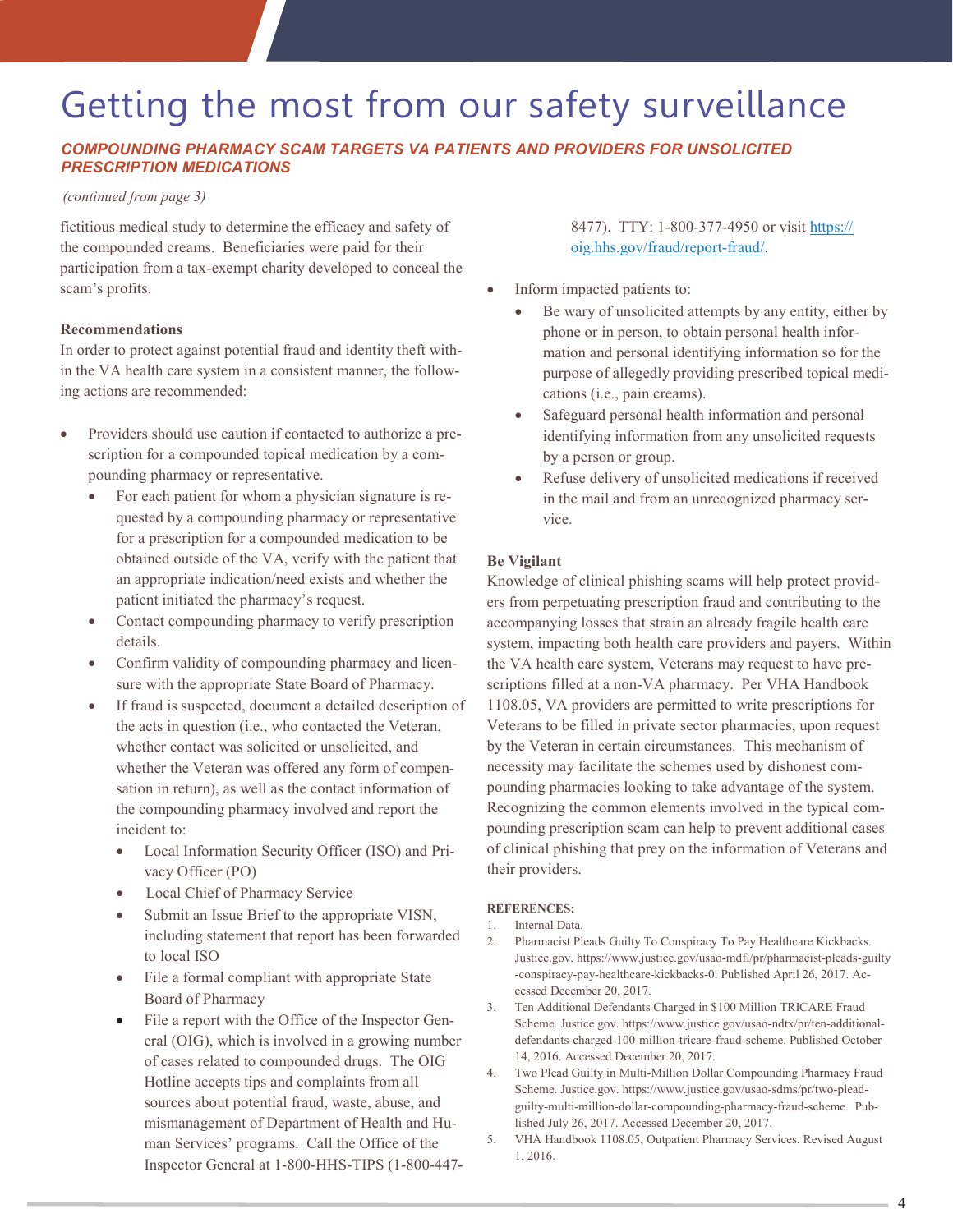# Getting the most from our safety surveillance

***COMPOUNDING PHARMACY SCAM TARGETS VA PATIENTS AND PROVIDERS FOR UNSOLICITED PRESCRIPTION MEDICATIONS***

*(continued from page 3)*

fictitious medical study to determine the efficacy and safety of the compounded creams. Beneficiaries were paid for their participation from a tax-exempt charity developed to conceal the scam's profits.

**Recommendations**

In order to protect against potential fraud and identity theft within the VA health care system in a consistent manner, the following actions are recommended:

- Providers should use caution if contacted to authorize a prescription for a compounded topical medication by a compounding pharmacy or representative.
    - For each patient for whom a physician signature is requested by a compounding pharmacy or representative for a prescription for a compounded medication to be obtained outside of the VA, verify with the patient that an appropriate indication/need exists and whether the patient initiated the pharmacy's request.
    - Contact compounding pharmacy to verify prescription details.
    - Confirm validity of compounding pharmacy and licensure with the appropriate State Board of Pharmacy.
    - If fraud is suspected, document a detailed description of the acts in question (i.e., who contacted the Veteran, whether contact was solicited or unsolicited, and whether the Veteran was offered any form of compensation in return), as well as the contact information of the compounding pharmacy involved and report the incident to:
        - Local Information Security Officer (ISO) and Privacy Officer (PO)
        - Local Chief of Pharmacy Service
        - Submit an Issue Brief to the appropriate VISN, including statement that report has been forwarded to local ISO
        - File a formal compliant with appropriate State Board of Pharmacy
        - File a report with the Office of the Inspector General (OIG), which is involved in a growing number of cases related to compounded drugs. The OIG Hotline accepts tips and complaints from all sources about potential fraud, waste, abuse, and mismanagement of Department of Health and Human Services' programs. Call the Office of the Inspector General at 1-800-HHS-TIPS (1-800-447-8477). TTY: 1-800-377-4950 or visit https://oig.hhs.gov/fraud/report-fraud/.
- Inform impacted patients to:
    - Be wary of unsolicited attempts by any entity, either by phone or in person, to obtain personal health information and personal identifying information so for the purpose of allegedly providing prescribed topical medications (i.e., pain creams).
    - Safeguard personal health information and personal identifying information from any unsolicited requests by a person or group.
    - Refuse delivery of unsolicited medications if received in the mail and from an unrecognized pharmacy service.

**Be Vigilant**

Knowledge of clinical phishing scams will help protect providers from perpetuating prescription fraud and contributing to the accompanying losses that strain an already fragile health care system, impacting both health care providers and payers. Within the VA health care system, Veterans may request to have prescriptions filled at a non-VA pharmacy. Per VHA Handbook 1108.05, VA providers are permitted to write prescriptions for Veterans to be filled in private sector pharmacies, upon request by the Veteran in certain circumstances. This mechanism of necessity may facilitate the schemes used by dishonest compounding pharmacies looking to take advantage of the system. Recognizing the common elements involved in the typical compounding prescription scam can help to prevent additional cases of clinical phishing that prey on the information of Veterans and their providers.

**REFERENCES:**

1. Internal Data.
2. Pharmacist Pleads Guilty To Conspiracy To Pay Healthcare Kickbacks. Justice.gov. https://www.justice.gov/usao-mdfl/pr/pharmacist-pleads-guilty-conspiracy-pay-healthcare-kickbacks-0. Published April 26, 2017. Accessed December 20, 2017.
3. Ten Additional Defendants Charged in $100 Million TRICARE Fraud Scheme. Justice.gov. https://www.justice.gov/usao-ndtx/pr/ten-additional-defendants-charged-100-million-tricare-fraud-scheme. Published October 14, 2016. Accessed December 20, 2017.
4. Two Plead Guilty in Multi-Million Dollar Compounding Pharmacy Fraud Scheme. Justice.gov. https://www.justice.gov/usao-sdms/pr/two-plead-guilty-multi-million-dollar-compounding-pharmacy-fraud-scheme. Published July 26, 2017. Accessed December 20, 2017.
5. VHA Handbook 1108.05, Outpatient Pharmacy Services. Revised August 1, 2016.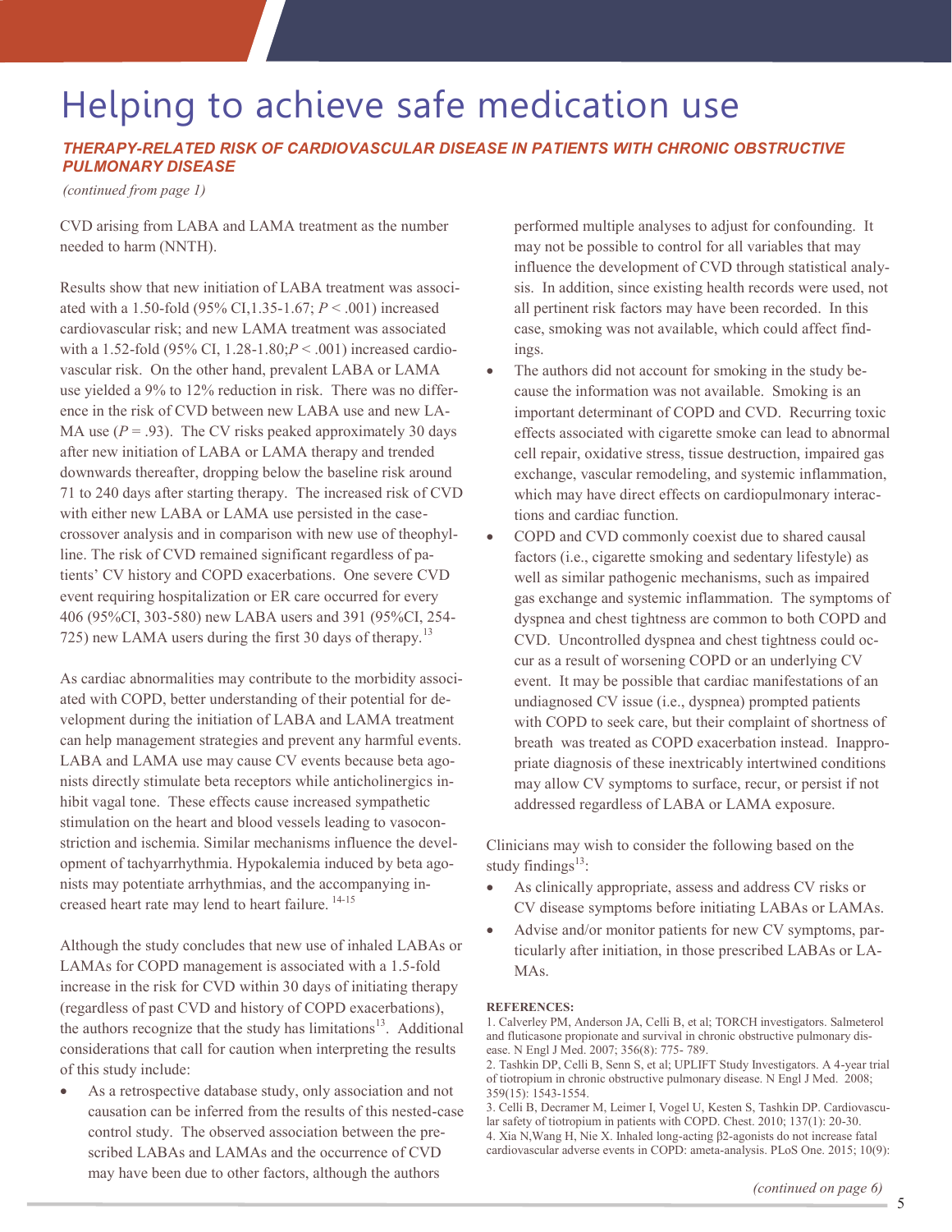# Helping to achieve safe medication use

***THERAPY-RELATED RISK OF CARDIOVASCULAR DISEASE IN PATIENTS WITH CHRONIC OBSTRUCTIVE PULMONARY DISEASE***

*(continued from page 1)*

CVD arising from LABA and LAMA treatment as the number needed to harm (NNTH).

Results show that new initiation of LABA treatment was associated with a 1.50-fold (95% CI,1.35-1.67; $P < .001$) increased cardiovascular risk; and new LAMA treatment was associated with a 1.52-fold (95% CI, 1.28-1.80; $P < .001$) increased cardiovascular risk. On the other hand, prevalent LABA or LAMA use yielded a 9% to 12% reduction in risk. There was no difference in the risk of CVD between new LABA use and new LAMA use ($P = .93$). The CV risks peaked approximately 30 days after new initiation of LABA or LAMA therapy and trended downwards thereafter, dropping below the baseline risk around 71 to 240 days after starting therapy. The increased risk of CVD with either new LABA or LAMA use persisted in the case-crossover analysis and in comparison with new use of theophylline. The risk of CVD remained significant regardless of patients' CV history and COPD exacerbations. One severe CVD event requiring hospitalization or ER care occurred for every 406 (95%CI, 303-580) new LABA users and 391 (95%CI, 254-725) new LAMA users during the first 30 days of therapy.[13]

As cardiac abnormalities may contribute to the morbidity associated with COPD, better understanding of their potential for development during the initiation of LABA and LAMA treatment can help management strategies and prevent any harmful events. LABA and LAMA use may cause CV events because beta agonists directly stimulate beta receptors while anticholinergics inhibit vagal tone. These effects cause increased sympathetic stimulation on the heart and blood vessels leading to vasoconstriction and ischemia. Similar mechanisms influence the development of tachyarrhythmia. Hypokalemia induced by beta agonists may potentiate arrhythmias, and the accompanying increased heart rate may lend to heart failure.[14-15]

Although the study concludes that new use of inhaled LABAs or LAMAs for COPD management is associated with a 1.5-fold increase in the risk for CVD within 30 days of initiating therapy (regardless of past CVD and history of COPD exacerbations), the authors recognize that the study has limitations[13]. Additional considerations that call for caution when interpreting the results of this study include:

- As a retrospective database study, only association and not causation can be inferred from the results of this nested-case control study. The observed association between the prescribed LABAs and LAMAs and the occurrence of CVD may have been due to other factors, although the authors performed multiple analyses to adjust for confounding. It may not be possible to control for all variables that may influence the development of CVD through statistical analysis. In addition, since existing health records were used, not all pertinent risk factors may have been recorded. In this case, smoking was not available, which could affect findings.
- The authors did not account for smoking in the study because the information was not available. Smoking is an important determinant of COPD and CVD. Recurring toxic effects associated with cigarette smoke can lead to abnormal cell repair, oxidative stress, tissue destruction, impaired gas exchange, vascular remodeling, and systemic inflammation, which may have direct effects on cardiopulmonary interactions and cardiac function.
- COPD and CVD commonly coexist due to shared causal factors (i.e., cigarette smoking and sedentary lifestyle) as well as similar pathogenic mechanisms, such as impaired gas exchange and systemic inflammation. The symptoms of dyspnea and chest tightness are common to both COPD and CVD. Uncontrolled dyspnea and chest tightness could occur as a result of worsening COPD or an underlying CV event. It may be possible that cardiac manifestations of an undiagnosed CV issue (i.e., dyspnea) prompted patients with COPD to seek care, but their complaint of shortness of breath was treated as COPD exacerbation instead. Inappropriate diagnosis of these inextricably intertwined conditions may allow CV symptoms to surface, recur, or persist if not addressed regardless of LABA or LAMA exposure.

Clinicians may wish to consider the following based on the study findings[13]:

- As clinically appropriate, assess and address CV risks or CV disease symptoms before initiating LABAs or LAMAs.
- Advise and/or monitor patients for new CV symptoms, particularly after initiation, in those prescribed LABAs or LAMAs.

**REFERENCES:**

1. Calverley PM, Anderson JA, Celli B, et al; TORCH investigators. Salmeterol and fluticasone propionate and survival in chronic obstructive pulmonary disease. N Engl J Med. 2007; 356(8): 775- 789.
2. Tashkin DP, Celli B, Senn S, et al; UPLIFT Study Investigators. A 4-year trial of tiotropium in chronic obstructive pulmonary disease. N Engl J Med. 2008; 359(15): 1543-1554.
3. Celli B, Decramer M, Leimer I, Vogel U, Kesten S, Tashkin DP. Cardiovascular safety of tiotropium in patients with COPD. Chest. 2010; 137(1): 20-30.
4. Xia N,Wang H, Nie X. Inhaled long-acting β2-agonists do not increase fatal cardiovascular adverse events in COPD: ameta-analysis. PLoS One. 2015; 10(9):

*(continued on page 6)*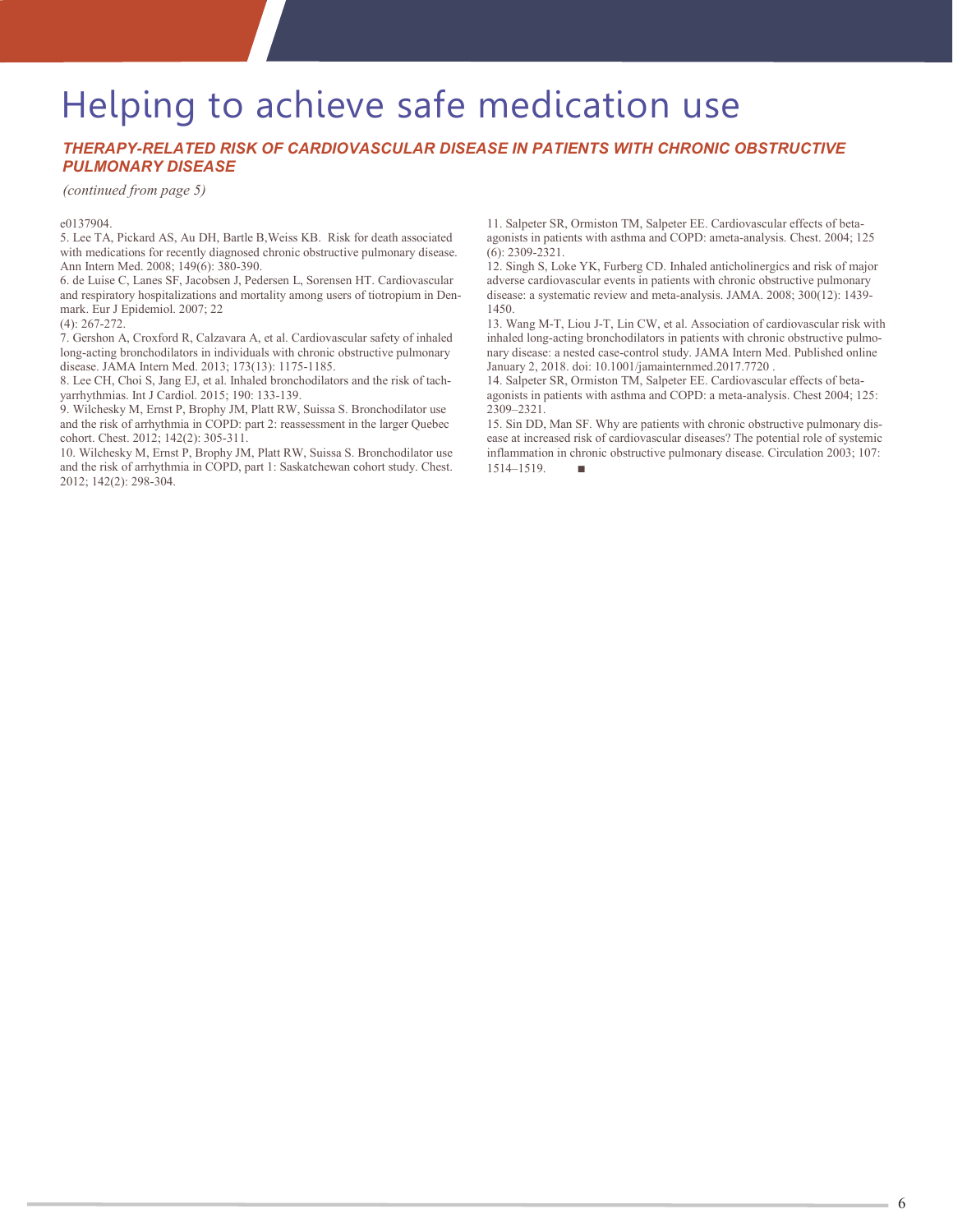# Helping to achieve safe medication use

## *THERAPY-RELATED RISK OF CARDIOVASCULAR DISEASE IN PATIENTS WITH CHRONIC OBSTRUCTIVE PULMONARY DISEASE*

*(continued from page 5)*

e0137904.

5. Lee TA, Pickard AS, Au DH, Bartle B,Weiss KB. Risk for death associated with medications for recently diagnosed chronic obstructive pulmonary disease. Ann Intern Med. 2008; 149(6): 380-390.

6. de Luise C, Lanes SF, Jacobsen J, Pedersen L, Sorensen HT. Cardiovascular and respiratory hospitalizations and mortality among users of tiotropium in Denmark. Eur J Epidemiol. 2007; 22 (4): 267-272.

7. Gershon A, Croxford R, Calzavara A, et al. Cardiovascular safety of inhaled long-acting bronchodilators in individuals with chronic obstructive pulmonary disease. JAMA Intern Med. 2013; 173(13): 1175-1185.

8. Lee CH, Choi S, Jang EJ, et al. Inhaled bronchodilators and the risk of tachyarrhythmias. Int J Cardiol. 2015; 190: 133-139.

9. Wilchesky M, Ernst P, Brophy JM, Platt RW, Suissa S. Bronchodilator use and the risk of arrhythmia in COPD: part 2: reassessment in the larger Quebec cohort. Chest. 2012; 142(2): 305-311.

10. Wilchesky M, Ernst P, Brophy JM, Platt RW, Suissa S. Bronchodilator use and the risk of arrhythmia in COPD, part 1: Saskatchewan cohort study. Chest. 2012; 142(2): 298-304.

11. Salpeter SR, Ormiston TM, Salpeter EE. Cardiovascular effects of beta-agonists in patients with asthma and COPD: ameta-analysis. Chest. 2004; 125 (6): 2309-2321.

12. Singh S, Loke YK, Furberg CD. Inhaled anticholinergics and risk of major adverse cardiovascular events in patients with chronic obstructive pulmonary disease: a systematic review and meta-analysis. JAMA. 2008; 300(12): 1439-1450.

13. Wang M-T, Liou J-T, Lin CW, et al. Association of cardiovascular risk with inhaled long-acting bronchodilators in patients with chronic obstructive pulmonary disease: a nested case-control study. JAMA Intern Med. Published online January 2, 2018. doi: 10.1001/jamainternmed.2017.7720 .

14. Salpeter SR, Ormiston TM, Salpeter EE. Cardiovascular effects of beta-agonists in patients with asthma and COPD: a meta-analysis. Chest 2004; 125: 2309–2321.

15. Sin DD, Man SF. Why are patients with chronic obstructive pulmonary disease at increased risk of cardiovascular diseases? The potential role of systemic inflammation in chronic obstructive pulmonary disease. Circulation 2003; 107: 1514–1519. ■